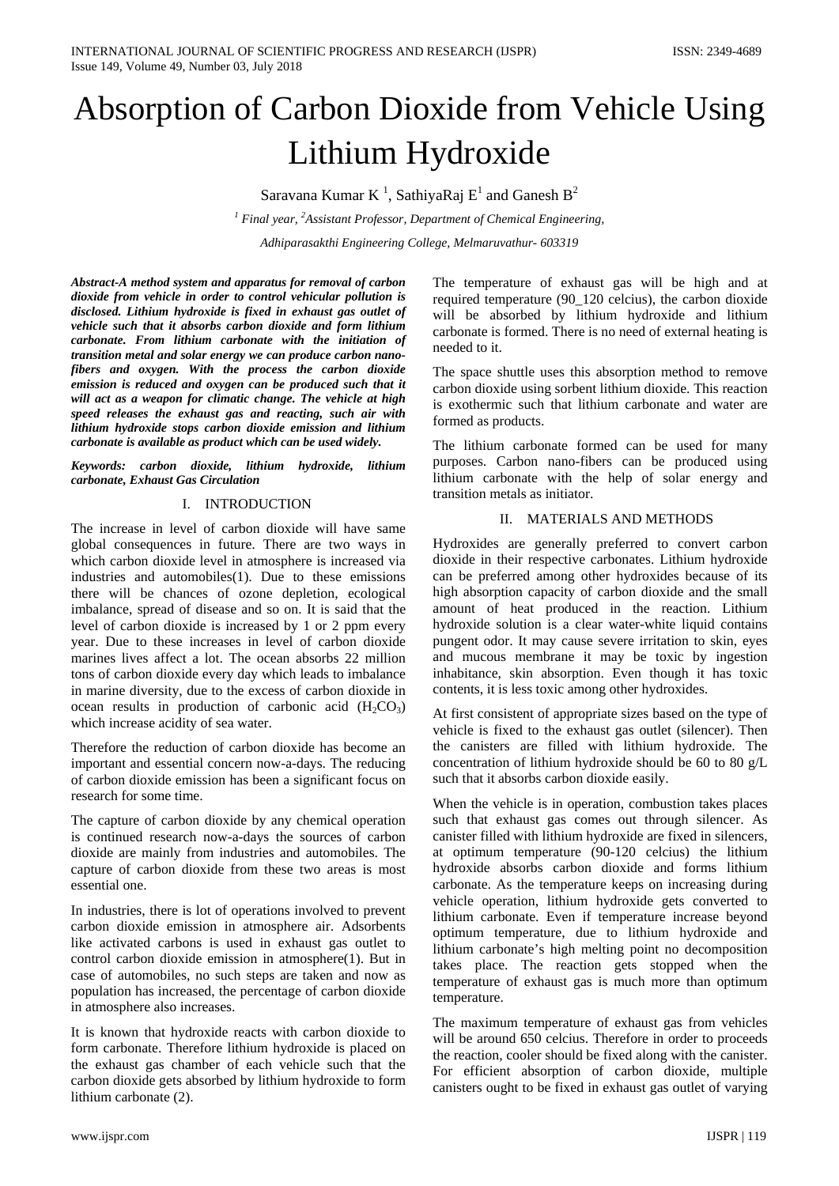# Absorption of Carbon Dioxide from Vehicle Using Lithium Hydroxide

Saravana Kumar K [1], SathiyaRaj E[1] and Ganesh B[2]

[1] *Final year,* [2]*Assistant Professor, Department of Chemical Engineering,*

*Adhiparasakthi Engineering College, Melmaruvathur- 603319*

***Abstract-A method system and apparatus for removal of carbon dioxide from vehicle in order to control vehicular pollution is disclosed. Lithium hydroxide is fixed in exhaust gas outlet of vehicle such that it absorbs carbon dioxide and form lithium carbonate. From lithium carbonate with the initiation of transition metal and solar energy we can produce carbon nano-fibers and oxygen. With the process the carbon dioxide emission is reduced and oxygen can be produced such that it will act as a weapon for climatic change. The vehicle at high speed releases the exhaust gas and reacting, such air with lithium hydroxide stops carbon dioxide emission and lithium carbonate is available as product which can be used widely.***

***Keywords:** **carbon dioxide, lithium hydroxide, lithium carbonate, Exhaust Gas Circulation***

## I. INTRODUCTION

The increase in level of carbon dioxide will have same global consequences in future. There are two ways in which carbon dioxide level in atmosphere is increased via industries and automobiles(1). Due to these emissions there will be chances of ozone depletion, ecological imbalance, spread of disease and so on. It is said that the level of carbon dioxide is increased by 1 or 2 ppm every year. Due to these increases in level of carbon dioxide marines lives affect a lot. The ocean absorbs 22 million tons of carbon dioxide every day which leads to imbalance in marine diversity, due to the excess of carbon dioxide in ocean results in production of carbonic acid ($H_2CO_3$) which increase acidity of sea water.

Therefore the reduction of carbon dioxide has become an important and essential concern now-a-days. The reducing of carbon dioxide emission has been a significant focus on research for some time.

The capture of carbon dioxide by any chemical operation is continued research now-a-days the sources of carbon dioxide are mainly from industries and automobiles. The capture of carbon dioxide from these two areas is most essential one.

In industries, there is lot of operations involved to prevent carbon dioxide emission in atmosphere air. Adsorbents like activated carbons is used in exhaust gas outlet to control carbon dioxide emission in atmosphere(1). But in case of automobiles, no such steps are taken and now as population has increased, the percentage of carbon dioxide in atmosphere also increases.

It is known that hydroxide reacts with carbon dioxide to form carbonate. Therefore lithium hydroxide is placed on the exhaust gas chamber of each vehicle such that the carbon dioxide gets absorbed by lithium hydroxide to form lithium carbonate (2).

The temperature of exhaust gas will be high and at required temperature (90_120 celcius), the carbon dioxide will be absorbed by lithium hydroxide and lithium carbonate is formed. There is no need of external heating is needed to it.

The space shuttle uses this absorption method to remove carbon dioxide using sorbent lithium dioxide. This reaction is exothermic such that lithium carbonate and water are formed as products.

The lithium carbonate formed can be used for many purposes. Carbon nano-fibers can be produced using lithium carbonate with the help of solar energy and transition metals as initiator.

## II. MATERIALS AND METHODS

Hydroxides are generally preferred to convert carbon dioxide in their respective carbonates. Lithium hydroxide can be preferred among other hydroxides because of its high absorption capacity of carbon dioxide and the small amount of heat produced in the reaction. Lithium hydroxide solution is a clear water-white liquid contains pungent odor. It may cause severe irritation to skin, eyes and mucous membrane it may be toxic by ingestion inhabitance, skin absorption. Even though it has toxic contents, it is less toxic among other hydroxides.

At first consistent of appropriate sizes based on the type of vehicle is fixed to the exhaust gas outlet (silencer). Then the canisters are filled with lithium hydroxide. The concentration of lithium hydroxide should be 60 to 80 g/L such that it absorbs carbon dioxide easily.

When the vehicle is in operation, combustion takes places such that exhaust gas comes out through silencer. As canister filled with lithium hydroxide are fixed in silencers, at optimum temperature (90-120 celcius) the lithium hydroxide absorbs carbon dioxide and forms lithium carbonate. As the temperature keeps on increasing during vehicle operation, lithium hydroxide gets converted to lithium carbonate. Even if temperature increase beyond optimum temperature, due to lithium hydroxide and lithium carbonate's high melting point no decomposition takes place. The reaction gets stopped when the temperature of exhaust gas is much more than optimum temperature.

The maximum temperature of exhaust gas from vehicles will be around 650 celcius. Therefore in order to proceeds the reaction, cooler should be fixed along with the canister. For efficient absorption of carbon dioxide, multiple canisters ought to be fixed in exhaust gas outlet of varying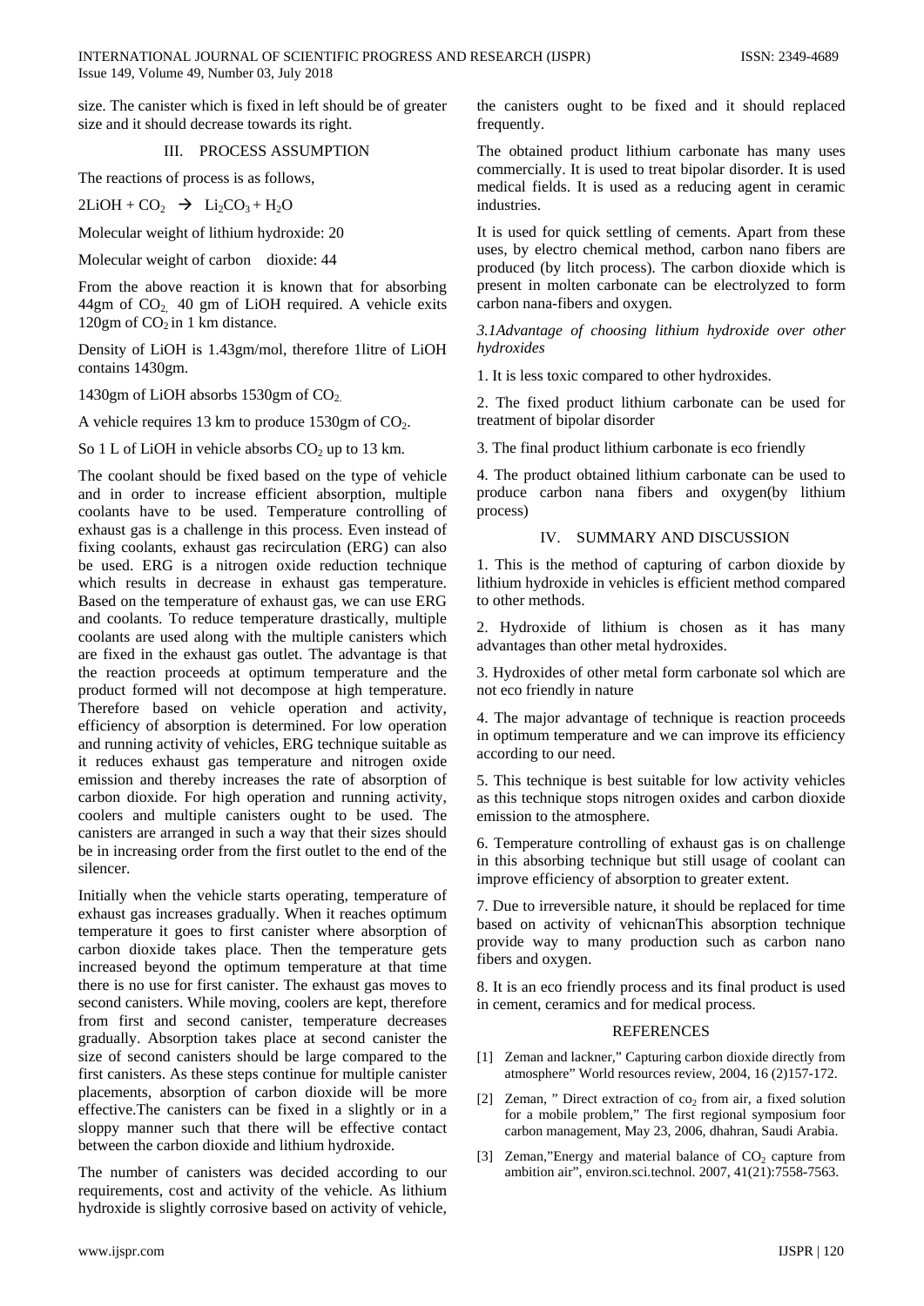size. The canister which is fixed in left should be of greater size and it should decrease towards its right.

## III. PROCESS ASSUMPTION

The reactions of process is as follows,

$2LiOH + CO_2 \rightarrow Li_2CO_3 + H_2O$

Molecular weight of lithium hydroxide: 20

Molecular weight of carbon dioxide: 44

From the above reaction it is known that for absorbing 44gm of $CO_2$, 40 gm of LiOH required. A vehicle exits 120gm of $CO_2$ in 1 km distance.

Density of LiOH is 1.43gm/mol, therefore 1litre of LiOH contains 1430gm.

1430gm of LiOH absorbs 1530gm of $CO_2$.

A vehicle requires 13 km to produce 1530gm of $CO_2$.

So 1 L of LiOH in vehicle absorbs $CO_2$ up to 13 km.

The coolant should be fixed based on the type of vehicle and in order to increase efficient absorption, multiple coolants have to be used. Temperature controlling of exhaust gas is a challenge in this process. Even instead of fixing coolants, exhaust gas recirculation (ERG) can also be used. ERG is a nitrogen oxide reduction technique which results in decrease in exhaust gas temperature. Based on the temperature of exhaust gas, we can use ERG and coolants. To reduce temperature drastically, multiple coolants are used along with the multiple canisters which are fixed in the exhaust gas outlet. The advantage is that the reaction proceeds at optimum temperature and the product formed will not decompose at high temperature. Therefore based on vehicle operation and activity, efficiency of absorption is determined. For low operation and running activity of vehicles, ERG technique suitable as it reduces exhaust gas temperature and nitrogen oxide emission and thereby increases the rate of absorption of carbon dioxide. For high operation and running activity, coolers and multiple canisters ought to be used. The canisters are arranged in such a way that their sizes should be in increasing order from the first outlet to the end of the silencer.

Initially when the vehicle starts operating, temperature of exhaust gas increases gradually. When it reaches optimum temperature it goes to first canister where absorption of carbon dioxide takes place. Then the temperature gets increased beyond the optimum temperature at that time there is no use for first canister. The exhaust gas moves to second canisters. While moving, coolers are kept, therefore from first and second canister, temperature decreases gradually. Absorption takes place at second canister the size of second canisters should be large compared to the first canisters. As these steps continue for multiple canister placements, absorption of carbon dioxide will be more effective.The canisters can be fixed in a slightly or in a sloppy manner such that there will be effective contact between the carbon dioxide and lithium hydroxide.

The number of canisters was decided according to our requirements, cost and activity of the vehicle. As lithium hydroxide is slightly corrosive based on activity of vehicle, the canisters ought to be fixed and it should replaced frequently.

The obtained product lithium carbonate has many uses commercially. It is used to treat bipolar disorder. It is used medical fields. It is used as a reducing agent in ceramic industries.

It is used for quick settling of cements. Apart from these uses, by electro chemical method, carbon nano fibers are produced (by litch process). The carbon dioxide which is present in molten carbonate can be electrolyzed to form carbon nana-fibers and oxygen.

### *3.1Advantage of choosing lithium hydroxide over other hydroxides*

1. It is less toxic compared to other hydroxides.

2. The fixed product lithium carbonate can be used for treatment of bipolar disorder

3. The final product lithium carbonate is eco friendly

4. The product obtained lithium carbonate can be used to produce carbon nana fibers and oxygen(by lithium process)

## IV. SUMMARY AND DISCUSSION

1. This is the method of capturing of carbon dioxide by lithium hydroxide in vehicles is efficient method compared to other methods.

2. Hydroxide of lithium is chosen as it has many advantages than other metal hydroxides.

3. Hydroxides of other metal form carbonate sol which are not eco friendly in nature

4. The major advantage of technique is reaction proceeds in optimum temperature and we can improve its efficiency according to our need.

5. This technique is best suitable for low activity vehicles as this technique stops nitrogen oxides and carbon dioxide emission to the atmosphere.

6. Temperature controlling of exhaust gas is on challenge in this absorbing technique but still usage of coolant can improve efficiency of absorption to greater extent.

7. Due to irreversible nature, it should be replaced for time based on activity of vehicnanThis absorption technique provide way to many production such as carbon nano fibers and oxygen.

8. It is an eco friendly process and its final product is used in cement, ceramics and for medical process.

## REFERENCES

[1] Zeman and lackner," Capturing carbon dioxide directly from atmosphere" World resources review, 2004, 16 (2)157-172.

[2] Zeman, " Direct extraction of $co_2$ from air, a fixed solution for a mobile problem," The first regional symposium foor carbon management, May 23, 2006, dhahran, Saudi Arabia.

[3] Zeman,"Energy and material balance of $CO_2$ capture from ambition air", environ.sci.technol. 2007, 41(21):7558-7563.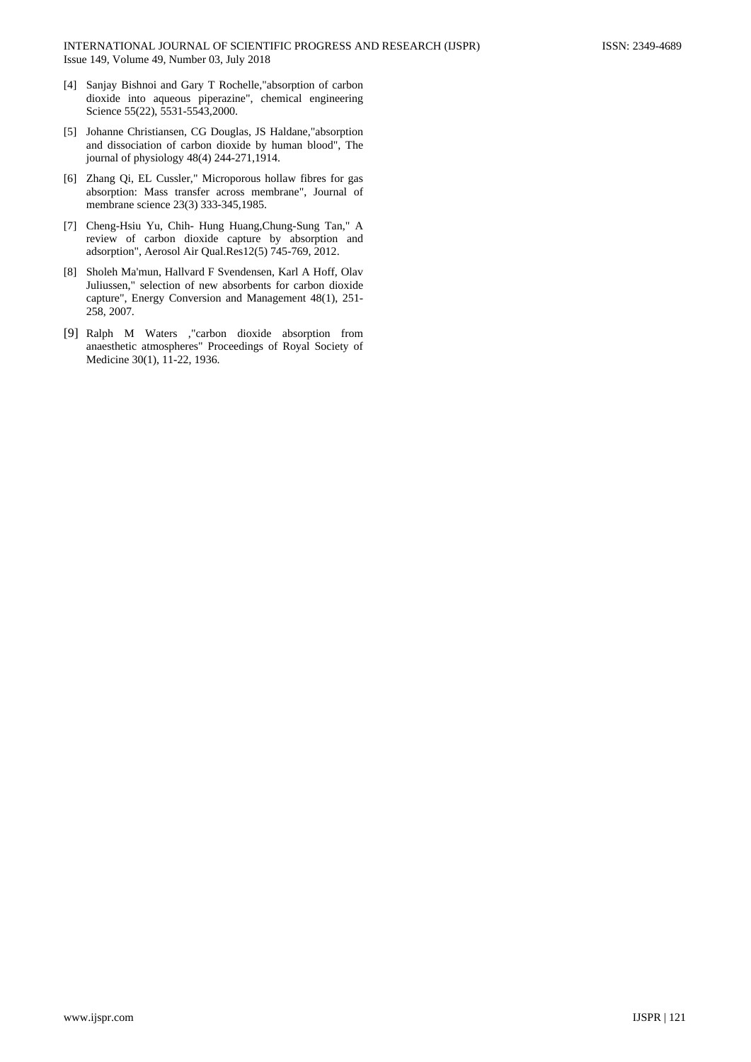[4] Sanjay Bishnoi and Gary T Rochelle,"absorption of carbon dioxide into aqueous piperazine", chemical engineering Science 55(22), 5531-5543,2000.

[5] Johanne Christiansen, CG Douglas, JS Haldane,"absorption and dissociation of carbon dioxide by human blood", The journal of physiology 48(4) 244-271,1914.

[6] Zhang Qi, EL Cussler," Microporous hollaw fibres for gas absorption: Mass transfer across membrane", Journal of membrane science 23(3) 333-345,1985.

[7] Cheng-Hsiu Yu, Chih- Hung Huang,Chung-Sung Tan," A review of carbon dioxide capture by absorption and adsorption", Aerosol Air Qual.Res12(5) 745-769, 2012.

[8] Sholeh Ma'mun, Hallvard F Svendensen, Karl A Hoff, Olav Juliussen," selection of new absorbents for carbon dioxide capture", Energy Conversion and Management 48(1), 251-258, 2007.

[9] Ralph M Waters ,"carbon dioxide absorption from anaesthetic atmospheres" Proceedings of Royal Society of Medicine 30(1), 11-22, 1936.